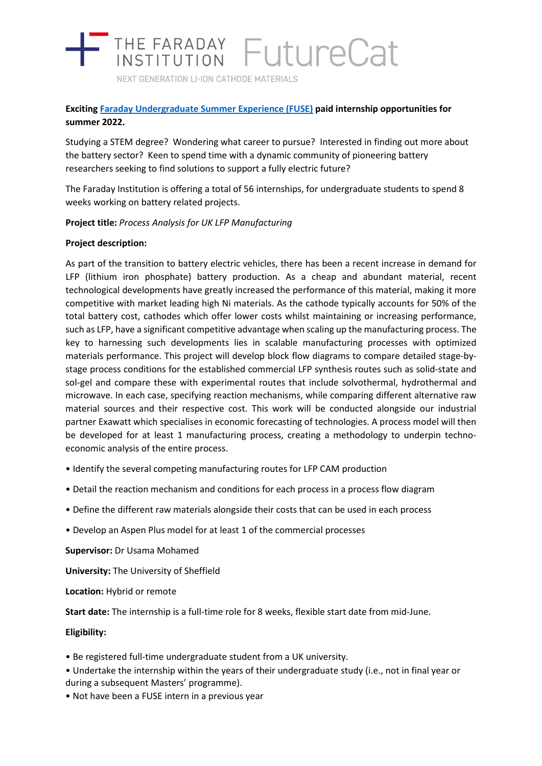THE FARADAY INSTITUTION FutureCat

NEXT GENERATION LI-ION CATHODE MATERIALS

**Exciting [Faraday Undergraduate Summer Experience (FUSE)](#) paid internship opportunities for summer 2022.**

Studying a STEM degree? Wondering what career to pursue? Interested in finding out more about the battery sector? Keen to spend time with a dynamic community of pioneering battery researchers seeking to find solutions to support a fully electric future?

The Faraday Institution is offering a total of 56 internships, for undergraduate students to spend 8 weeks working on battery related projects.

**Project title:** *Process Analysis for UK LFP Manufacturing*

**Project description:**

As part of the transition to battery electric vehicles, there has been a recent increase in demand for LFP (lithium iron phosphate) battery production. As a cheap and abundant material, recent technological developments have greatly increased the performance of this material, making it more competitive with market leading high Ni materials. As the cathode typically accounts for 50% of the total battery cost, cathodes which offer lower costs whilst maintaining or increasing performance, such as LFP, have a significant competitive advantage when scaling up the manufacturing process. The key to harnessing such developments lies in scalable manufacturing processes with optimized materials performance. This project will develop block flow diagrams to compare detailed stage-by-stage process conditions for the established commercial LFP synthesis routes such as solid-state and sol-gel and compare these with experimental routes that include solvothermal, hydrothermal and microwave. In each case, specifying reaction mechanisms, while comparing different alternative raw material sources and their respective cost. This work will be conducted alongside our industrial partner Exawatt which specialises in economic forecasting of technologies. A process model will then be developed for at least 1 manufacturing process, creating a methodology to underpin techno-economic analysis of the entire process.

- Identify the several competing manufacturing routes for LFP CAM production
- Detail the reaction mechanism and conditions for each process in a process flow diagram
- Define the different raw materials alongside their costs that can be used in each process
- Develop an Aspen Plus model for at least 1 of the commercial processes

**Supervisor:** Dr Usama Mohamed

**University:** The University of Sheffield

**Location:** Hybrid or remote

**Start date:** The internship is a full-time role for 8 weeks, flexible start date from mid-June.

**Eligibility:**

- Be registered full-time undergraduate student from a UK university.
- Undertake the internship within the years of their undergraduate study (i.e., not in final year or during a subsequent Masters' programme).
- Not have been a FUSE intern in a previous year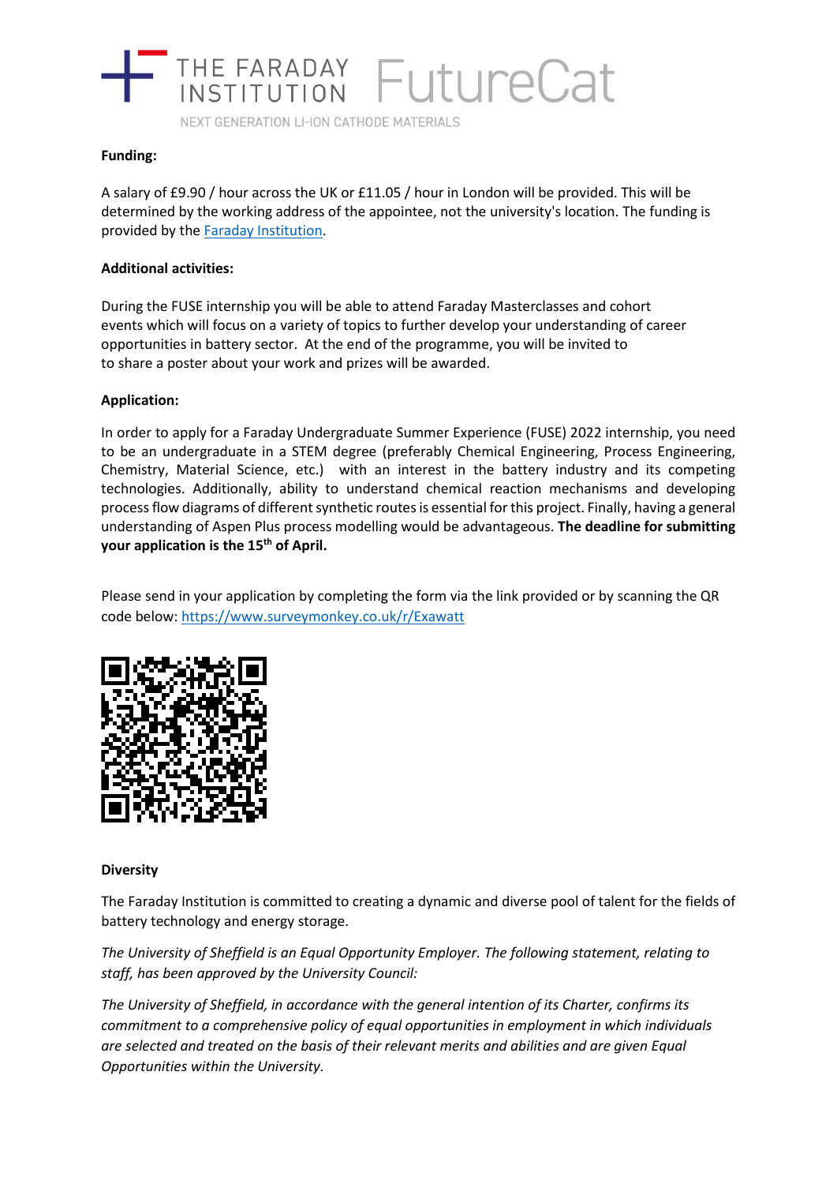**Funding:**

A salary of £9.90 / hour across the UK or £11.05 / hour in London will be provided. This will be determined by the working address of the appointee, not the university's location. The funding is provided by the [Faraday Institution](https://www.faraday.ac.uk).

**Additional activities:**

During the FUSE internship you will be able to attend Faraday Masterclasses and cohort events which will focus on a variety of topics to further develop your understanding of career opportunities in battery sector. At the end of the programme, you will be invited to to share a poster about your work and prizes will be awarded.

**Application:**

In order to apply for a Faraday Undergraduate Summer Experience (FUSE) 2022 internship, you need to be an undergraduate in a STEM degree (preferably Chemical Engineering, Process Engineering, Chemistry, Material Science, etc.) with an interest in the battery industry and its competing technologies. Additionally, ability to understand chemical reaction mechanisms and developing process flow diagrams of different synthetic routes is essential for this project. Finally, having a general understanding of Aspen Plus process modelling would be advantageous. **The deadline for submitting your application is the 15th of April.**

Please send in your application by completing the form via the link provided or by scanning the QR code below: https://www.surveymonkey.co.uk/r/Exawatt

**Diversity**

The Faraday Institution is committed to creating a dynamic and diverse pool of talent for the fields of battery technology and energy storage.

*The University of Sheffield is an Equal Opportunity Employer. The following statement, relating to staff, has been approved by the University Council:*

*The University of Sheffield, in accordance with the general intention of its Charter, confirms its commitment to a comprehensive policy of equal opportunities in employment in which individuals are selected and treated on the basis of their relevant merits and abilities and are given Equal Opportunities within the University.*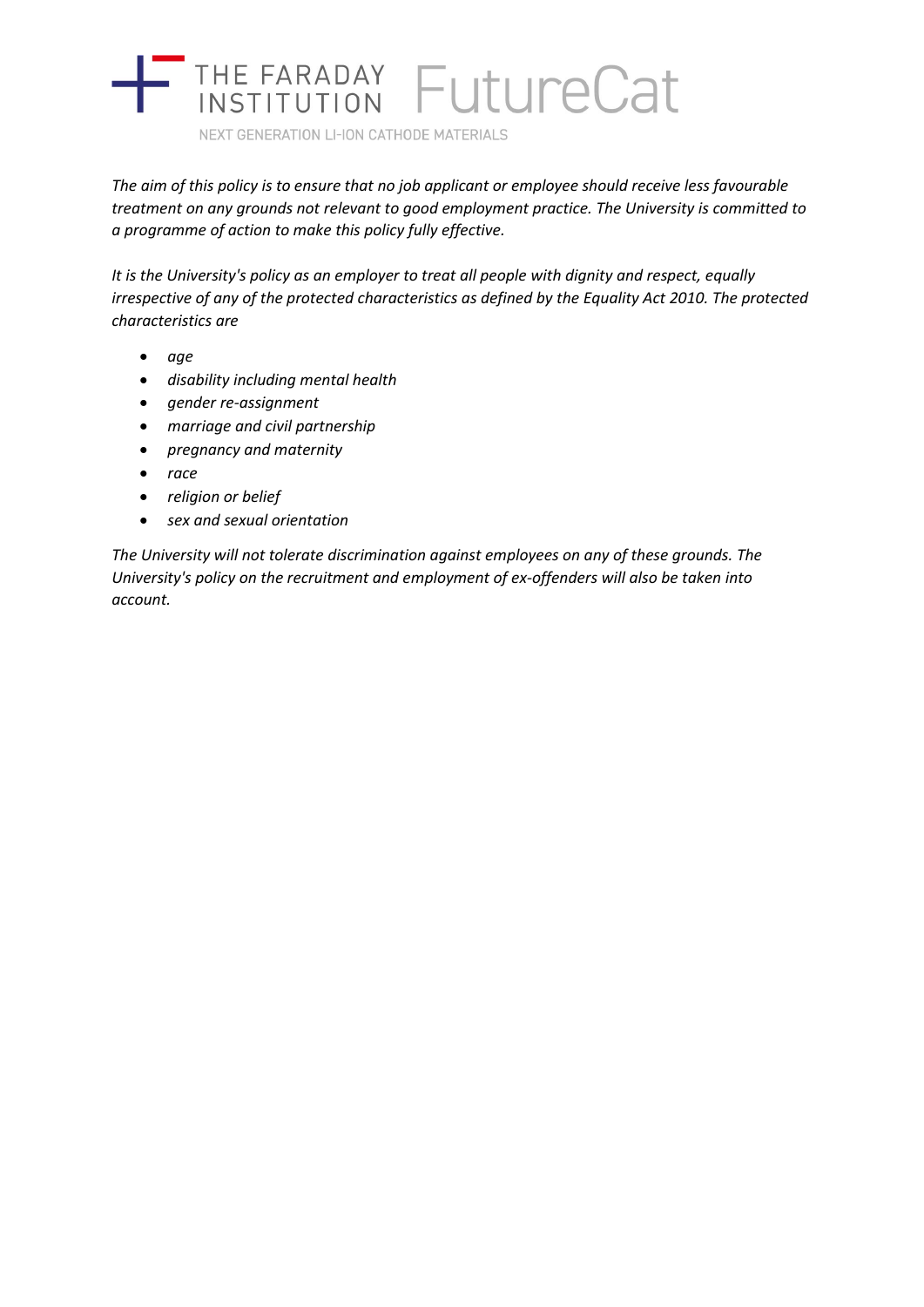*The aim of this policy is to ensure that no job applicant or employee should receive less favourable treatment on any grounds not relevant to good employment practice. The University is committed to a programme of action to make this policy fully effective.*

*It is the University's policy as an employer to treat all people with dignity and respect, equally irrespective of any of the protected characteristics as defined by the Equality Act 2010. The protected characteristics are*

- *age*
- *disability including mental health*
- *gender re-assignment*
- *marriage and civil partnership*
- *pregnancy and maternity*
- *race*
- *religion or belief*
- *sex and sexual orientation*

*The University will not tolerate discrimination against employees on any of these grounds. The University's policy on the recruitment and employment of ex-offenders will also be taken into account.*